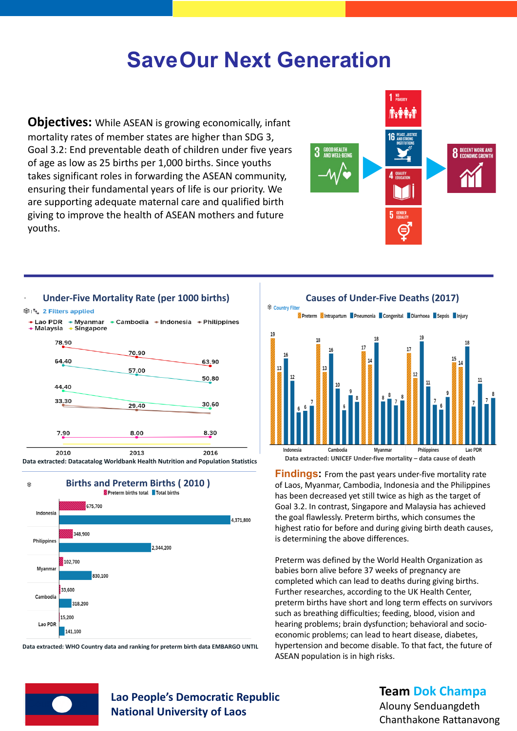# Save Our Next Generation

**Objectives:** While ASEAN is growing economically, infant mortality rates of member states are higher than SDG 3, Goal 3.2: End preventable death of children under five years of age as low as 25 births per 1,000 births. Since youths takes significant roles in forwarding the ASEAN community, ensuring their fundamental years of life is our priority. We are supporting adequate maternal care and qualified birth giving to improve the health of ASEAN mothers and future youths.

3 GOOD HEALTH AND WELL-BEING → 1 NO POVERTY; 16 PEACE, JUSTICE AND STRONG INSTITUTIONS; 4 QUALITY EDUCATION; 5 GENDER EQUALITY → 8 DECENT WORK AND ECONOMIC GROWTH

## Under-Five Mortality Rate (per 1000 births)

2 Filters applied

Lao PDR, Myanmar, Cambodia, Indonesia, Philippines, Malaysia, Singapore

| | 2010 | 2013 | 2016 |
|---|---|---|---|
| Lao PDR | 78.90 | 70.90 | 63.90 |
| Myanmar | 64.40 | 57.00 | 50.80 |
| Cambodia | 44.40 | | 30.60 |
| Indonesia | 33.30 | 29.40 | |
| Malaysia | 7.90 | 8.00 | 8.30 |

Data extracted: Datacatalog Worldbank Health Nutrition and Population Statistics

## Causes of Under-Five Deaths (2017)

Country Filter

| | Preterm | Intrapartum | Pneumonia | Congenital | Diarrhoea | Sepsis | Injury |
|---|---|---|---|---|---|---|---|
| Indonesia | 19 | 13 | 16 | 12 | 6 | 6 | 7 |
| Cambodia | 18 | 13 | 16 | 10 | 6 | 9 | 8 |
| Myanmar | 17 | 14 | 18 | 8 | 8 | 7 | 8 |
| Philippines | 17 | 12 | 19 | 11 | 7 | 6 | 9 |
| Lao PDR | 15 | 14 | 18 | 7 | 11 | 7 | 8 |

Data extracted: UNICEF Under-five mortality – data cause of death

## Births and Preterm Births ( 2010 )

| | Preterm births total | Total births |
|---|---|---|
| Indonesia | 675,700 | 4,371,800 |
| Philippines | 348,900 | 2,344,200 |
| Myanmar | 102,700 | 830,100 |
| Cambodia | 33,600 | 318,200 |
| Lao PDR | 15,200 | 141,100 |

Data extracted: WHO Country data and ranking for preterm birth data EMBARGO UNTIL

**Findings:** From the past years under-five mortality rate of Laos, Myanmar, Cambodia, Indonesia and the Philippines has been decreased yet still twice as high as the target of Goal 3.2. In contrast, Singapore and Malaysia has achieved the goal flawlessly. Preterm births, which consumes the highest ratio for before and during giving birth death causes, is determining the above differences.

Preterm was defined by the World Health Organization as babies born alive before 37 weeks of pregnancy are completed which can lead to deaths during giving births. Further researches, according to the UK Health Center, preterm births have short and long term effects on survivors such as breathing difficulties; feeding, blood, vision and hearing problems; brain dysfunction; behavioral and socio-economic problems; can lead to heart disease, diabetes, hypertension and become disable. To that fact, the future of ASEAN population is in high risks.

Lao People's Democratic Republic
National University of Laos

**Team Dok Champa**
Alouny Sendaungdeth
Chanthakone Rattanavong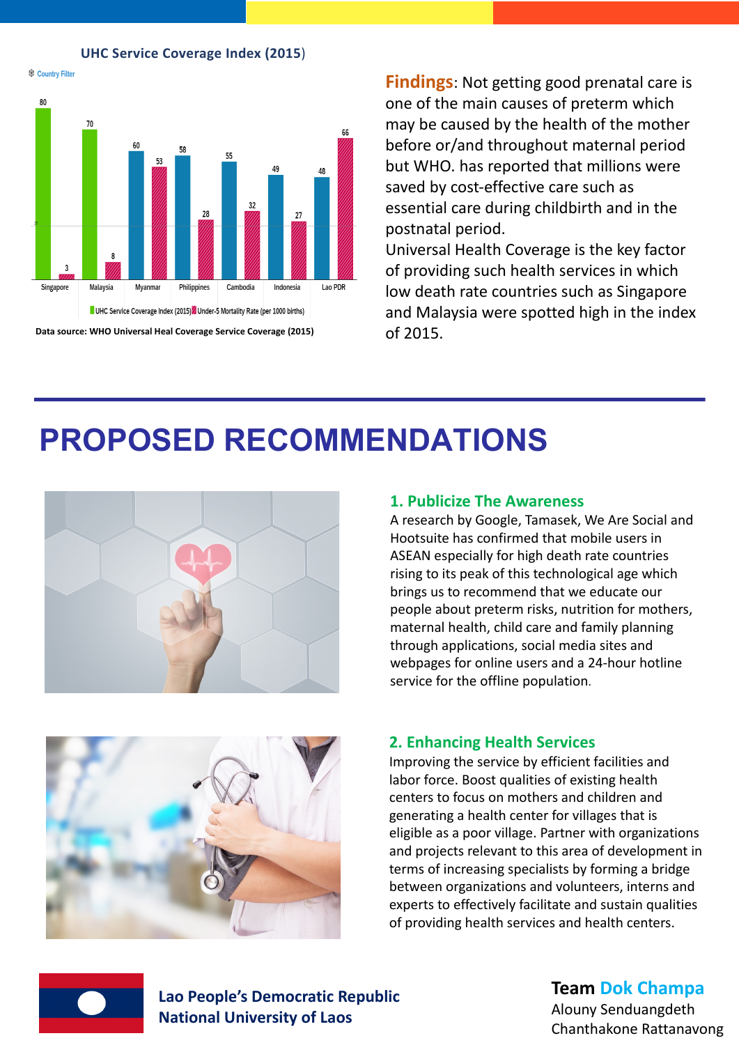### UHC Service Coverage Index (2015)

Country Filter

80
3
70
8
60
53
58
28
55
32
49
27
48
66

Singapore
Malaysia
Myanmar
Philippines
Cambodia
Indonesia
Lao PDR

UHC Service Coverage Index (2015) Under-5 Mortality Rate (per 1000 births)

**Data source: WHO Universal Heal Coverage Service Coverage (2015)**

**Findings**: Not getting good prenatal care is one of the main causes of preterm which may be caused by the health of the mother before or/and throughout maternal period but WHO. has reported that millions were saved by cost-effective care such as essential care during childbirth and in the postnatal period.
Universal Health Coverage is the key factor of providing such health services in which low death rate countries such as Singapore and Malaysia were spotted high in the index of 2015.

# PROPOSED RECOMMENDATIONS

### 1. Publicize The Awareness

A research by Google, Tamasek, We Are Social and Hootsuite has confirmed that mobile users in ASEAN especially for high death rate countries rising to its peak of this technological age which brings us to recommend that we educate our people about preterm risks, nutrition for mothers, maternal health, child care and family planning through applications, social media sites and webpages for online users and a 24-hour hotline service for the offline population.

### 2. Enhancing Health Services

Improving the service by efficient facilities and labor force. Boost qualities of existing health centers to focus on mothers and children and generating a health center for villages that is eligible as a poor village. Partner with organizations and projects relevant to this area of development in terms of increasing specialists by forming a bridge between organizations and volunteers, interns and experts to effectively facilitate and sustain qualities of providing health services and health centers.

**Lao People's Democratic Republic**
**National University of Laos**

**Team Dok Champa**
Alouny Senduangdeth
Chanthakone Rattanavong